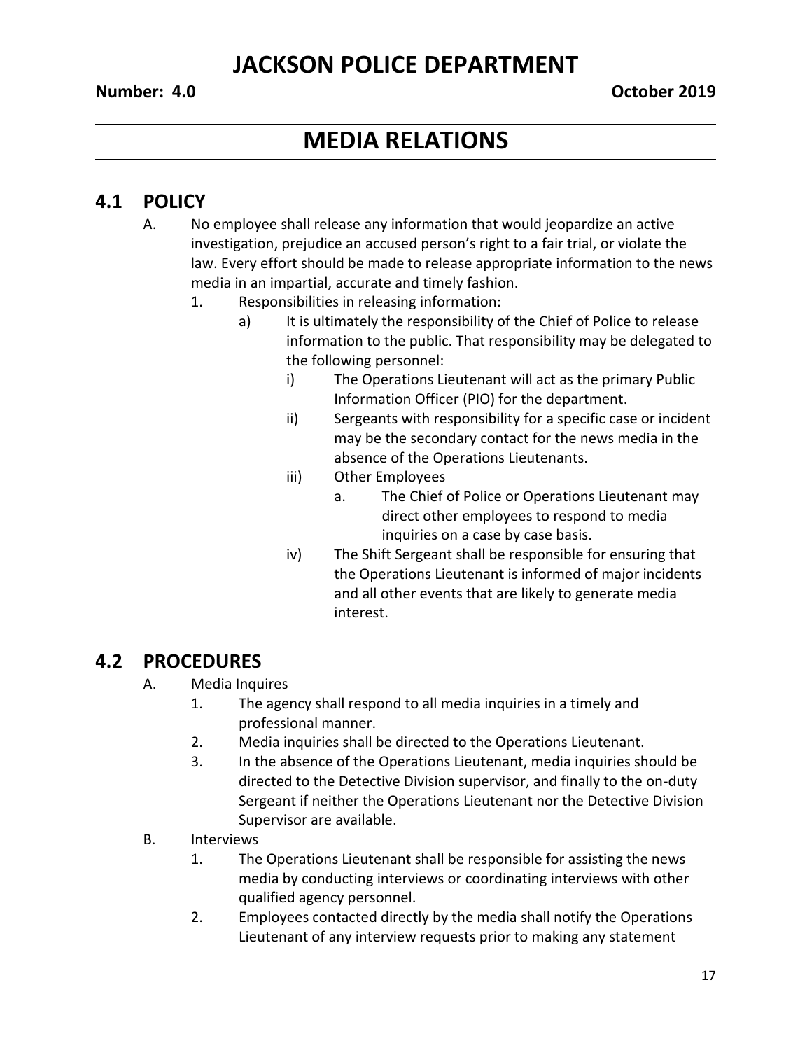# JACKSON POLICE DEPARTMENT

**Number: 4.0** **October 2019**

# MEDIA RELATIONS

## 4.1 POLICY

A. No employee shall release any information that would jeopardize an active investigation, prejudice an accused person's right to a fair trial, or violate the law. Every effort should be made to release appropriate information to the news media in an impartial, accurate and timely fashion.

1. Responsibilities in releasing information:
   - a) It is ultimately the responsibility of the Chief of Police to release information to the public. That responsibility may be delegated to the following personnel:
     - i) The Operations Lieutenant will act as the primary Public Information Officer (PIO) for the department.
     - ii) Sergeants with responsibility for a specific case or incident may be the secondary contact for the news media in the absence of the Operations Lieutenants.
     - iii) Other Employees
       - a. The Chief of Police or Operations Lieutenant may direct other employees to respond to media inquiries on a case by case basis.
     - iv) The Shift Sergeant shall be responsible for ensuring that the Operations Lieutenant is informed of major incidents and all other events that are likely to generate media interest.

## 4.2 PROCEDURES

A. Media Inquires

1. The agency shall respond to all media inquiries in a timely and professional manner.
2. Media inquiries shall be directed to the Operations Lieutenant.
3. In the absence of the Operations Lieutenant, media inquiries should be directed to the Detective Division supervisor, and finally to the on-duty Sergeant if neither the Operations Lieutenant nor the Detective Division Supervisor are available.

B. Interviews

1. The Operations Lieutenant shall be responsible for assisting the news media by conducting interviews or coordinating interviews with other qualified agency personnel.
2. Employees contacted directly by the media shall notify the Operations Lieutenant of any interview requests prior to making any statement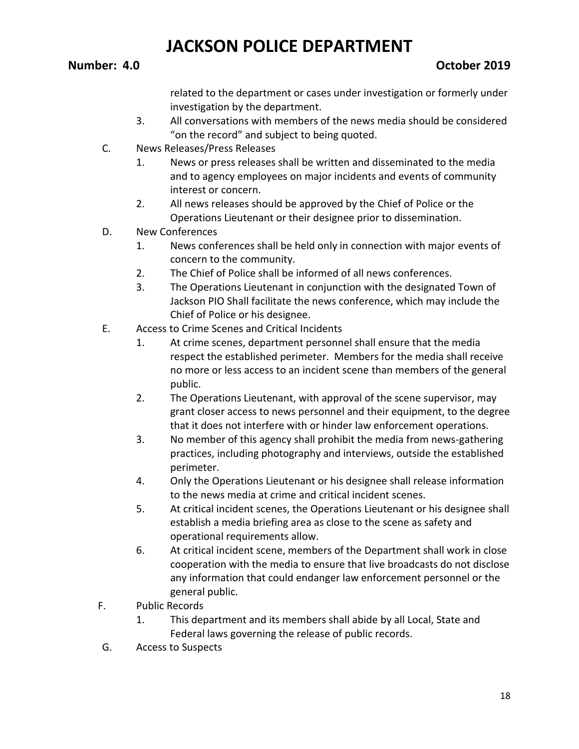related to the department or cases under investigation or formerly under investigation by the department.

3. All conversations with members of the news media should be considered "on the record" and subject to being quoted.

C. News Releases/Press Releases

1. News or press releases shall be written and disseminated to the media and to agency employees on major incidents and events of community interest or concern.
2. All news releases should be approved by the Chief of Police or the Operations Lieutenant or their designee prior to dissemination.

D. New Conferences

1. News conferences shall be held only in connection with major events of concern to the community.
2. The Chief of Police shall be informed of all news conferences.
3. The Operations Lieutenant in conjunction with the designated Town of Jackson PIO Shall facilitate the news conference, which may include the Chief of Police or his designee.

E. Access to Crime Scenes and Critical Incidents

1. At crime scenes, department personnel shall ensure that the media respect the established perimeter. Members for the media shall receive no more or less access to an incident scene than members of the general public.
2. The Operations Lieutenant, with approval of the scene supervisor, may grant closer access to news personnel and their equipment, to the degree that it does not interfere with or hinder law enforcement operations.
3. No member of this agency shall prohibit the media from news-gathering practices, including photography and interviews, outside the established perimeter.
4. Only the Operations Lieutenant or his designee shall release information to the news media at crime and critical incident scenes.
5. At critical incident scenes, the Operations Lieutenant or his designee shall establish a media briefing area as close to the scene as safety and operational requirements allow.
6. At critical incident scene, members of the Department shall work in close cooperation with the media to ensure that live broadcasts do not disclose any information that could endanger law enforcement personnel or the general public.

F. Public Records

1. This department and its members shall abide by all Local, State and Federal laws governing the release of public records.

G. Access to Suspects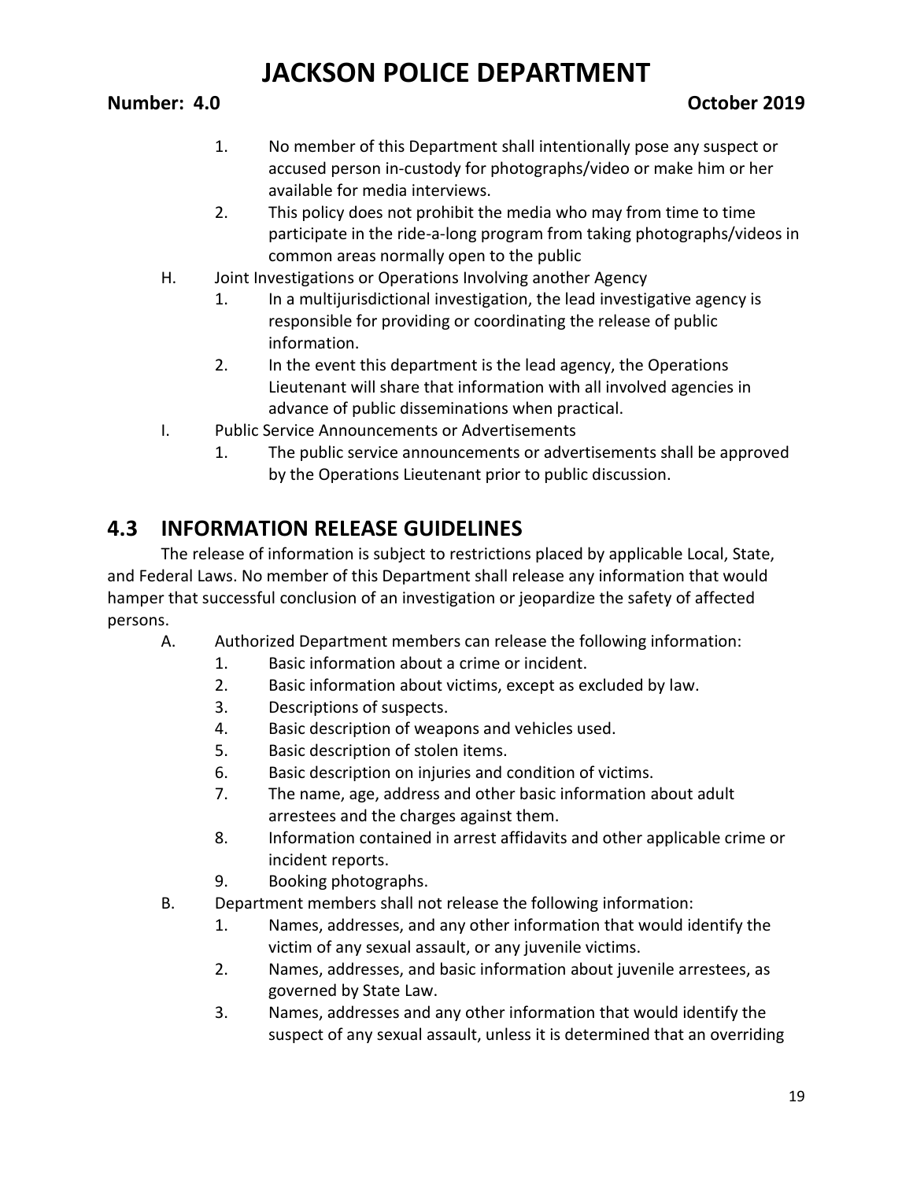1. No member of this Department shall intentionally pose any suspect or accused person in-custody for photographs/video or make him or her available for media interviews.
2. This policy does not prohibit the media who may from time to time participate in the ride-a-long program from taking photographs/videos in common areas normally open to the public

H. Joint Investigations or Operations Involving another Agency

1. In a multijurisdictional investigation, the lead investigative agency is responsible for providing or coordinating the release of public information.
2. In the event this department is the lead agency, the Operations Lieutenant will share that information with all involved agencies in advance of public disseminations when practical.

I. Public Service Announcements or Advertisements

1. The public service announcements or advertisements shall be approved by the Operations Lieutenant prior to public discussion.

## 4.3 INFORMATION RELEASE GUIDELINES

The release of information is subject to restrictions placed by applicable Local, State, and Federal Laws. No member of this Department shall release any information that would hamper that successful conclusion of an investigation or jeopardize the safety of affected persons.

A. Authorized Department members can release the following information:

1. Basic information about a crime or incident.
2. Basic information about victims, except as excluded by law.
3. Descriptions of suspects.
4. Basic description of weapons and vehicles used.
5. Basic description of stolen items.
6. Basic description on injuries and condition of victims.
7. The name, age, address and other basic information about adult arrestees and the charges against them.
8. Information contained in arrest affidavits and other applicable crime or incident reports.
9. Booking photographs.

B. Department members shall not release the following information:

1. Names, addresses, and any other information that would identify the victim of any sexual assault, or any juvenile victims.
2. Names, addresses, and basic information about juvenile arrestees, as governed by State Law.
3. Names, addresses and any other information that would identify the suspect of any sexual assault, unless it is determined that an overriding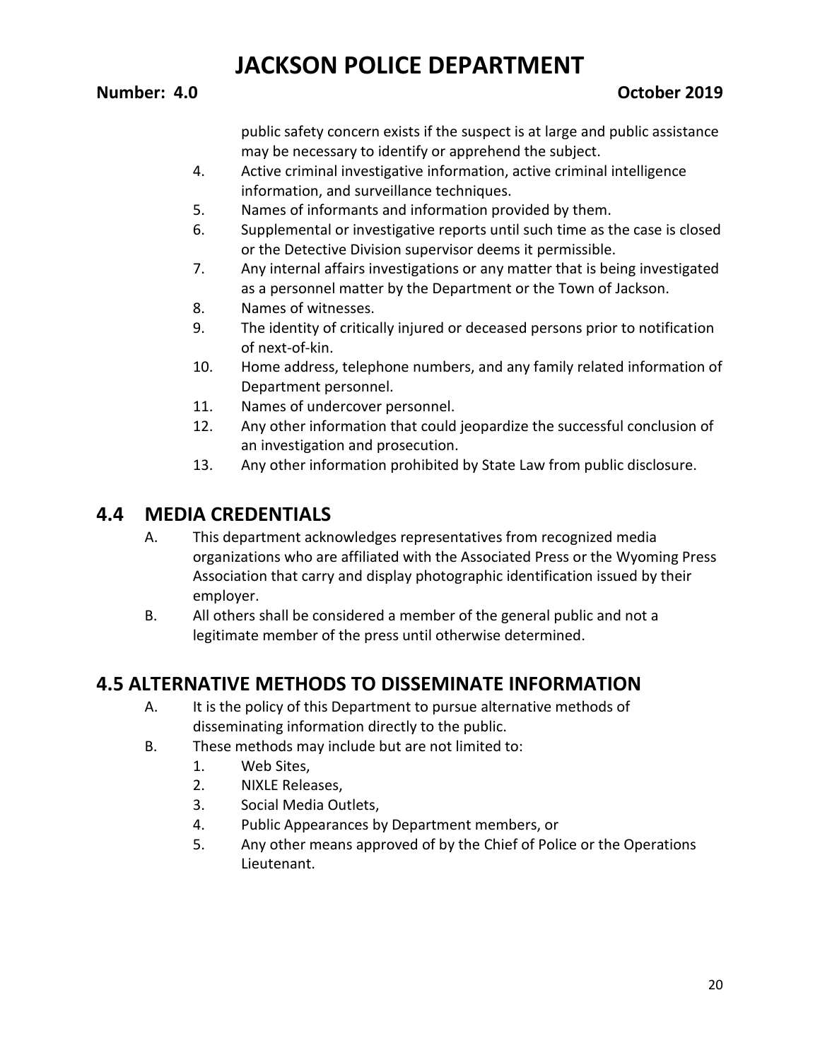public safety concern exists if the suspect is at large and public assistance may be necessary to identify or apprehend the subject.

4. Active criminal investigative information, active criminal intelligence information, and surveillance techniques.
5. Names of informants and information provided by them.
6. Supplemental or investigative reports until such time as the case is closed or the Detective Division supervisor deems it permissible.
7. Any internal affairs investigations or any matter that is being investigated as a personnel matter by the Department or the Town of Jackson.
8. Names of witnesses.
9. The identity of critically injured or deceased persons prior to notification of next-of-kin.
10. Home address, telephone numbers, and any family related information of Department personnel.
11. Names of undercover personnel.
12. Any other information that could jeopardize the successful conclusion of an investigation and prosecution.
13. Any other information prohibited by State Law from public disclosure.

## 4.4 MEDIA CREDENTIALS

A. This department acknowledges representatives from recognized media organizations who are affiliated with the Associated Press or the Wyoming Press Association that carry and display photographic identification issued by their employer.

B. All others shall be considered a member of the general public and not a legitimate member of the press until otherwise determined.

## 4.5 ALTERNATIVE METHODS TO DISSEMINATE INFORMATION

A. It is the policy of this Department to pursue alternative methods of disseminating information directly to the public.

B. These methods may include but are not limited to:

1. Web Sites,
2. NIXLE Releases,
3. Social Media Outlets,
4. Public Appearances by Department members, or
5. Any other means approved of by the Chief of Police or the Operations Lieutenant.